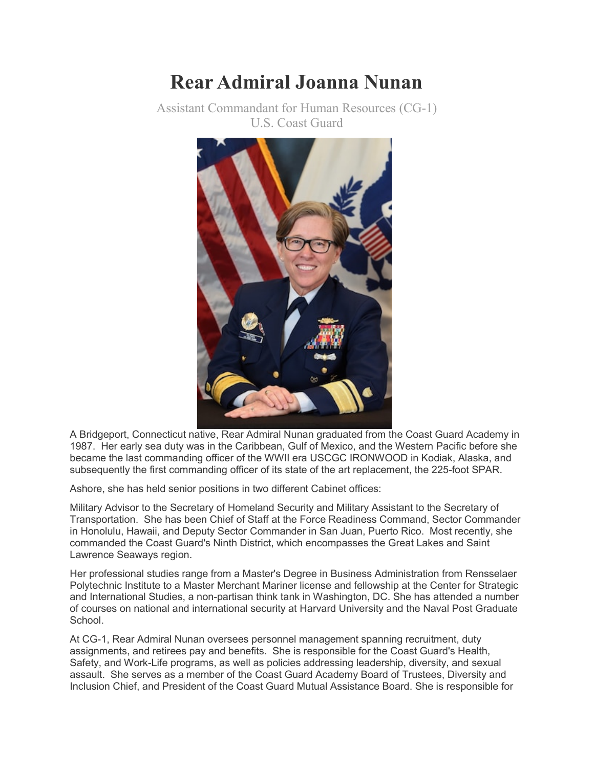# Rear Admiral Joanna Nunan

Assistant Commandant for Human Resources (CG-1)
U.S. Coast Guard

A Bridgeport, Connecticut native, Rear Admiral Nunan graduated from the Coast Guard Academy in 1987. Her early sea duty was in the Caribbean, Gulf of Mexico, and the Western Pacific before she became the last commanding officer of the WWII era USCGC IRONWOOD in Kodiak, Alaska, and subsequently the first commanding officer of its state of the art replacement, the 225-foot SPAR.

Ashore, she has held senior positions in two different Cabinet offices:

Military Advisor to the Secretary of Homeland Security and Military Assistant to the Secretary of Transportation. She has been Chief of Staff at the Force Readiness Command, Sector Commander in Honolulu, Hawaii, and Deputy Sector Commander in San Juan, Puerto Rico. Most recently, she commanded the Coast Guard's Ninth District, which encompasses the Great Lakes and Saint Lawrence Seaways region.

Her professional studies range from a Master's Degree in Business Administration from Rensselaer Polytechnic Institute to a Master Merchant Mariner license and fellowship at the Center for Strategic and International Studies, a non-partisan think tank in Washington, DC. She has attended a number of courses on national and international security at Harvard University and the Naval Post Graduate School.

At CG-1, Rear Admiral Nunan oversees personnel management spanning recruitment, duty assignments, and retirees pay and benefits. She is responsible for the Coast Guard's Health, Safety, and Work-Life programs, as well as policies addressing leadership, diversity, and sexual assault. She serves as a member of the Coast Guard Academy Board of Trustees, Diversity and Inclusion Chief, and President of the Coast Guard Mutual Assistance Board. She is responsible for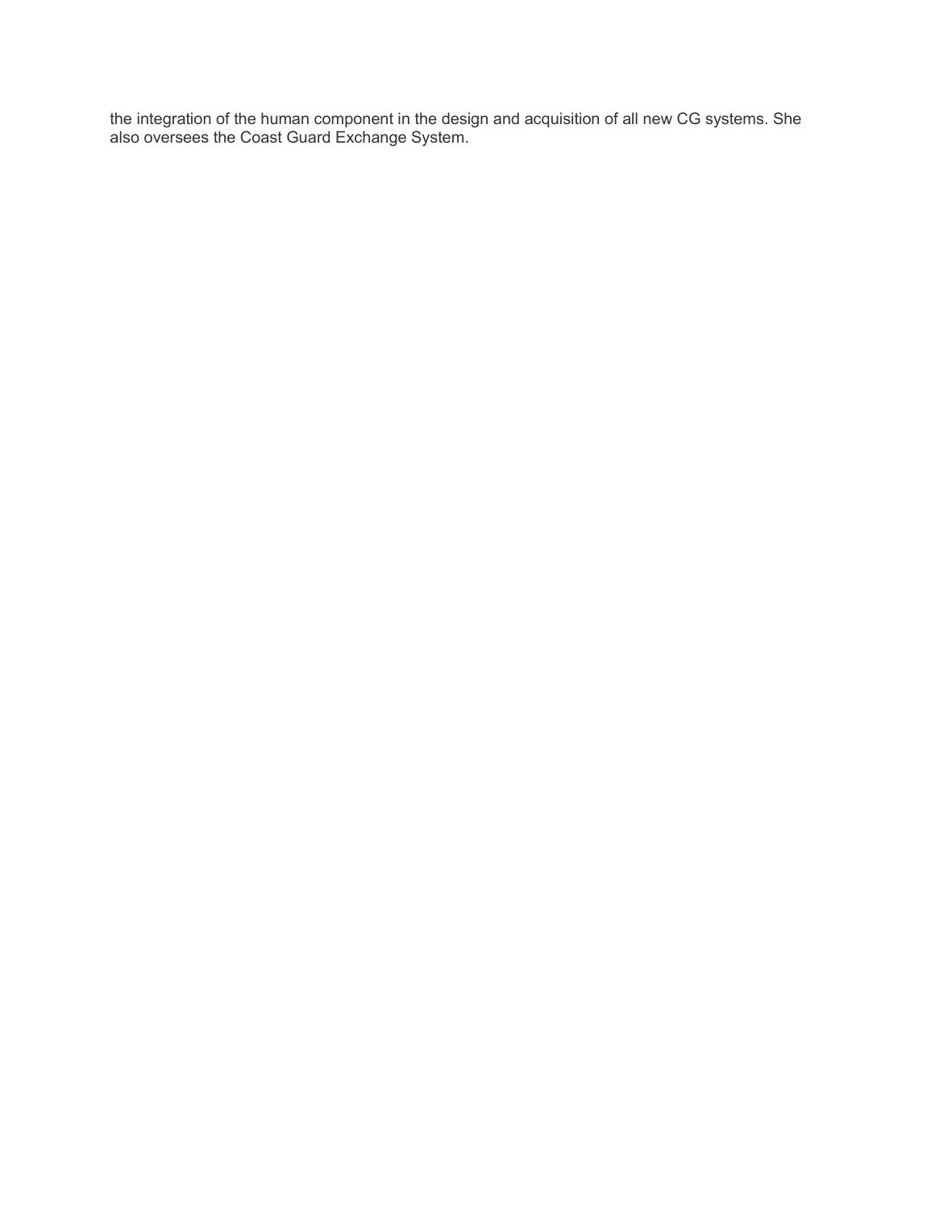the integration of the human component in the design and acquisition of all new CG systems. She also oversees the Coast Guard Exchange System.